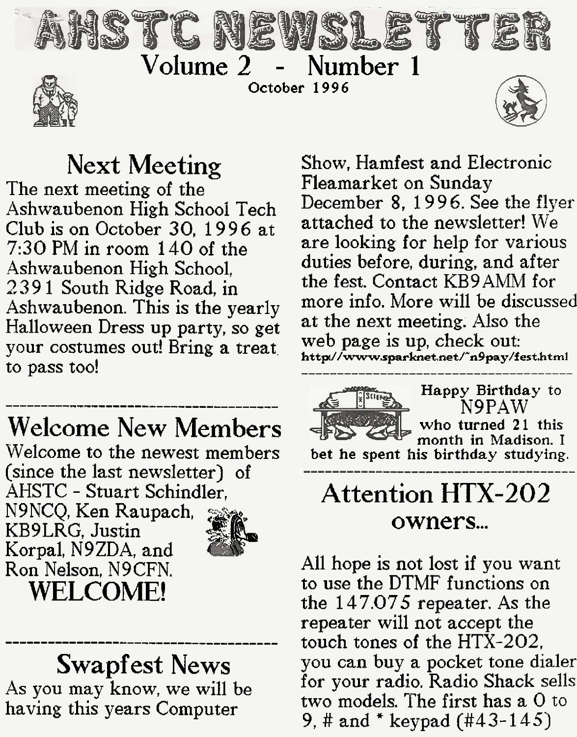# AHSTC NEWSLETTER

Volume 2 - Number 1

October 1996

## Next Meeting

The next meeting of the Ashwaubenon High School Tech Club is on October 30, 1996 at 7:30 PM in room 140 of the Ashwaubenon High School, 2391 South Ridge Road, in Ashwaubenon. This is the yearly Halloween Dress up party, so get your costumes out! Bring a treat to pass too!

---

## Welcome New Members

Welcome to the newest members (since the last newsletter) of AHSTC - Stuart Schindler, N9NCQ, Ken Raupach, KB9LRG, Justin Korpal, N9ZDA, and Ron Nelson, N9CFN.

**WELCOME!**

---

## Swapfest News

As you may know, we will be having this years Computer Show, Hamfest and Electronic Fleamarket on Sunday December 8, 1996. See the flyer attached to the newsletter! We are looking for help for various duties before, during, and after the fest. Contact KB9AMM for more info. More will be discussed at the next meeting. Also the web page is up, check out:

http//www.sparknet.net/~n9pay/fest.html

---

Happy Birthday to N9PAW who turned 21 this month in Madison. I bet he spent his birthday studying.

---

## Attention HTX-202 owners...

All hope is not lost if you want to use the DTMF functions on the 147.075 repeater. As the repeater will not accept the touch tones of the HTX-202, you can buy a pocket tone dialer for your radio. Radio Shack sells two models. The first has a 0 to 9, # and * keypad (#43-145)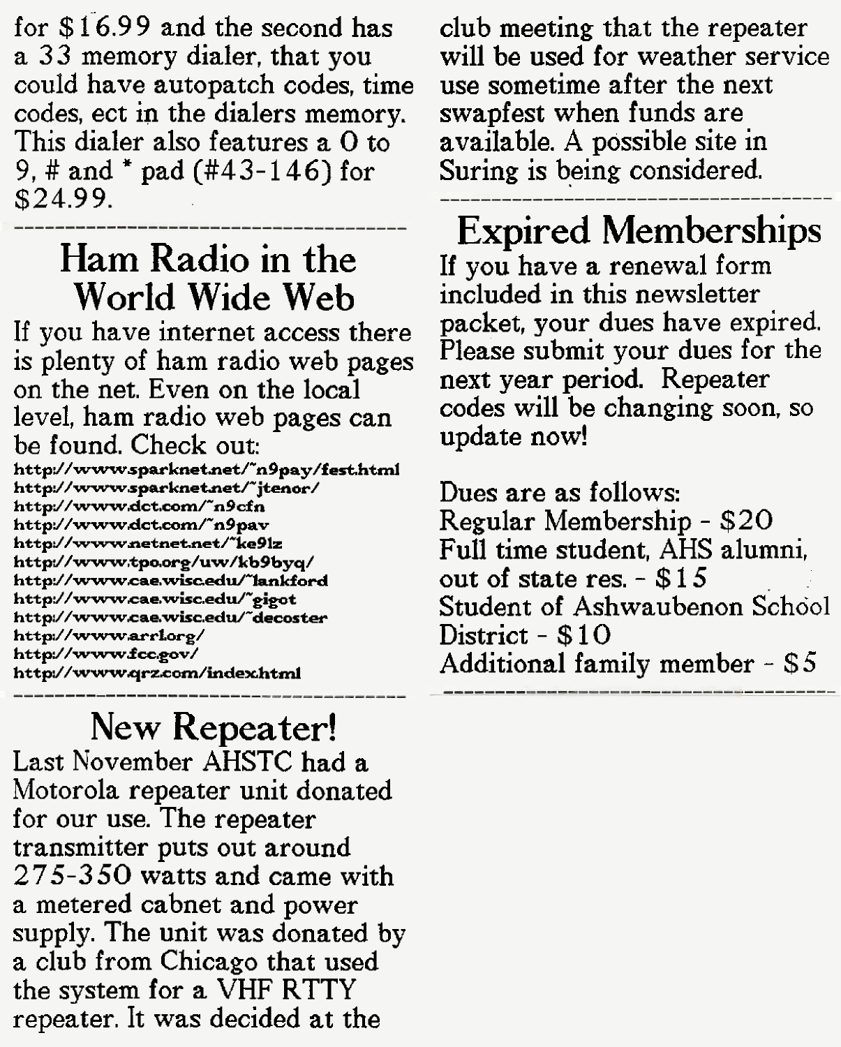for $16.99 and the second has a 33 memory dialer, that you could have autopatch codes, time codes, ect in the dialers memory. This dialer also features a 0 to 9, # and * pad (#43-146) for $24.99.

---

## Ham Radio in the World Wide Web

If you have internet access there is plenty of ham radio web pages on the net. Even on the local level, ham radio web pages can be found. Check out:

http://www.sparknet.net/~n9pay/fest.html
http://www.sparknet.net/~jtenor/
http://www.dct.com/~n9cfn
http://www.dct.com/~n9pav
http://www.netnet.net/~ke9lz
http://www.tpo.org/uw/kb9byq/
http://www.cae.wisc.edu/~lankford
http://www.cae.wisc.edu/~gigot
http://www.cae.wisc.edu/~decoster
http://www.arrl.org/
http://www.fcc.gov/
http://www.qrz.com/index.html

---

## New Repeater!

Last November AHSTC had a Motorola repeater unit donated for our use. The repeater transmitter puts out around 275-350 watts and came with a metered cabnet and power supply. The unit was donated by a club from Chicago that used the system for a VHF RTTY repeater. It was decided at the club meeting that the repeater will be used for weather service use sometime after the next swapfest when funds are available. A possible site in Suring is being considered.

---

## Expired Memberships

If you have a renewal form included in this newsletter packet, your dues have expired. Please submit your dues for the next year period. Repeater codes will be changing soon, so update now!

Dues are as follows:
Regular Membership - $20
Full time student, AHS alumni, out of state res. - $15
Student of Ashwaubenon School District - $10
Additional family member - $5

---